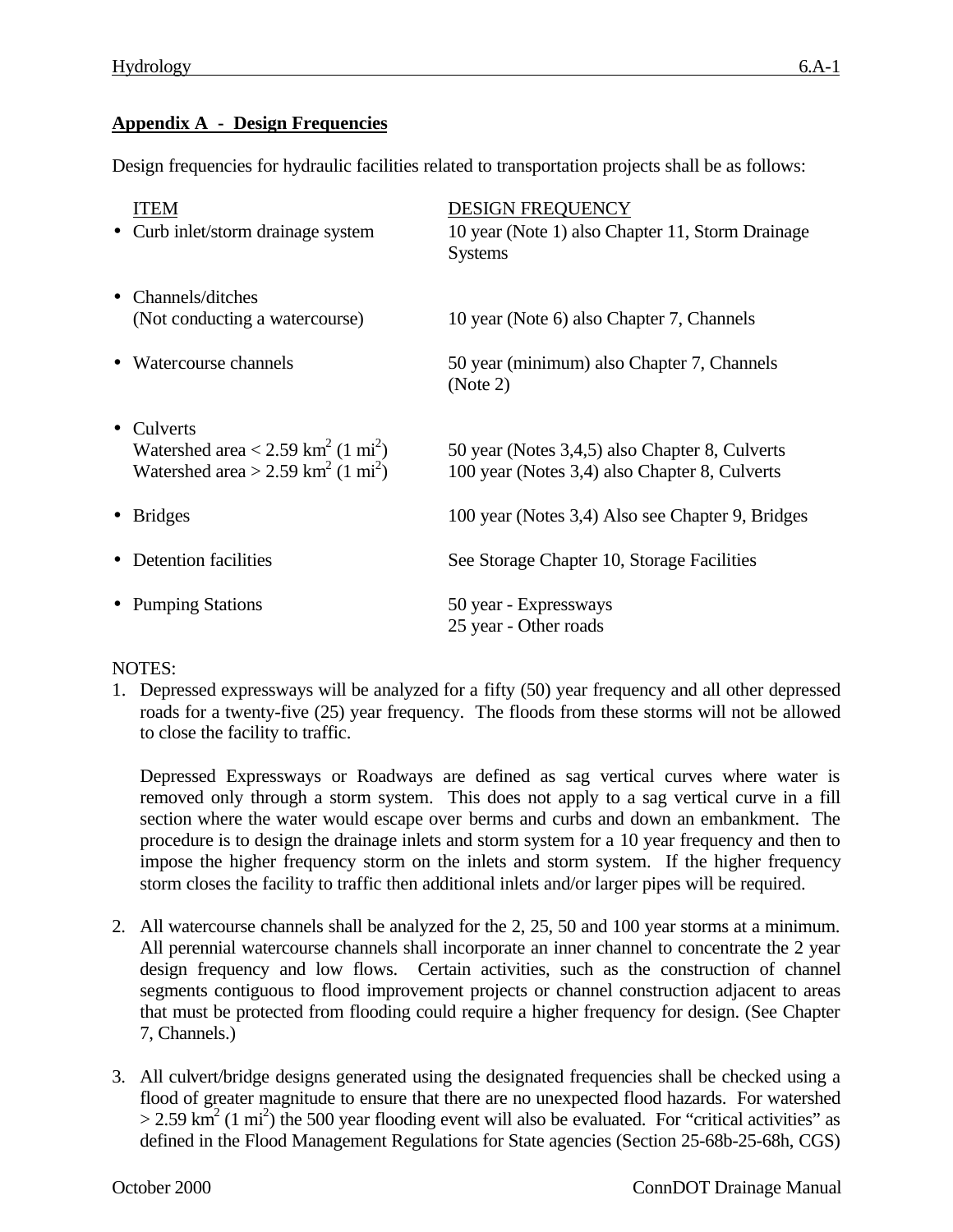## Appendix A - Design Frequencies

Design frequencies for hydraulic facilities related to transportation projects shall be as follows:

| ITEM | DESIGN FREQUENCY |
|---|---|
| • Curb inlet/storm drainage system | 10 year (Note 1) also Chapter 11, Storm Drainage Systems |
| • Channels/ditches (Not conducting a watercourse) | 10 year (Note 6) also Chapter 7, Channels |
| • Watercourse channels | 50 year (minimum) also Chapter 7, Channels (Note 2) |
| • Culverts | |
| Watershed area < 2.59 $km^2$ (1 $mi^2$) | 50 year (Notes 3,4,5) also Chapter 8, Culverts |
| Watershed area > 2.59 $km^2$ (1 $mi^2$) | 100 year (Notes 3,4) also Chapter 8, Culverts |
| • Bridges | 100 year (Notes 3,4) Also see Chapter 9, Bridges |
| • Detention facilities | See Storage Chapter 10, Storage Facilities |
| • Pumping Stations | 50 year - Expressways<br>25 year - Other roads |

NOTES:

1. Depressed expressways will be analyzed for a fifty (50) year frequency and all other depressed roads for a twenty-five (25) year frequency. The floods from these storms will not be allowed to close the facility to traffic.

   Depressed Expressways or Roadways are defined as sag vertical curves where water is removed only through a storm system. This does not apply to a sag vertical curve in a fill section where the water would escape over berms and curbs and down an embankment. The procedure is to design the drainage inlets and storm system for a 10 year frequency and then to impose the higher frequency storm on the inlets and storm system. If the higher frequency storm closes the facility to traffic then additional inlets and/or larger pipes will be required.

2. All watercourse channels shall be analyzed for the 2, 25, 50 and 100 year storms at a minimum. All perennial watercourse channels shall incorporate an inner channel to concentrate the 2 year design frequency and low flows. Certain activities, such as the construction of channel segments contiguous to flood improvement projects or channel construction adjacent to areas that must be protected from flooding could require a higher frequency for design. (See Chapter 7, Channels.)

3. All culvert/bridge designs generated using the designated frequencies shall be checked using a flood of greater magnitude to ensure that there are no unexpected flood hazards. For watershed > 2.59 $km^2$ (1 $mi^2$) the 500 year flooding event will also be evaluated. For "critical activities" as defined in the Flood Management Regulations for State agencies (Section 25-68b-25-68h, CGS)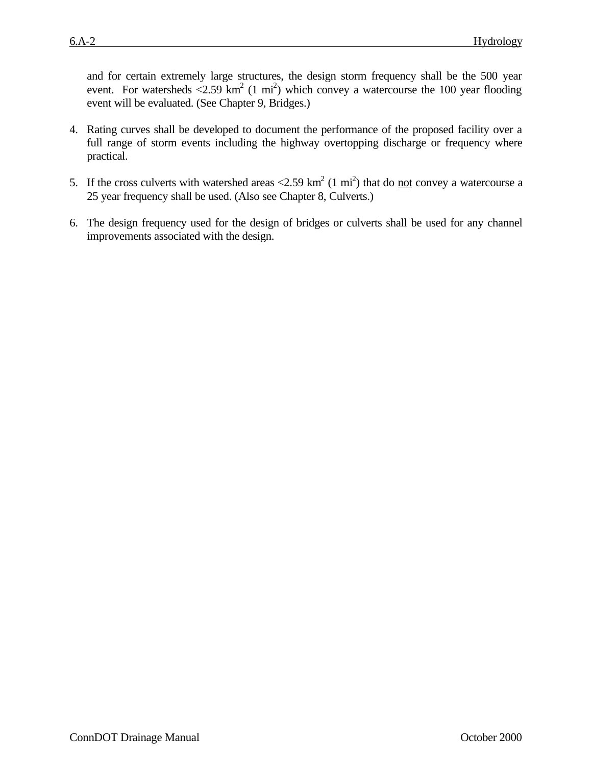and for certain extremely large structures, the design storm frequency shall be the 500 year event. For watersheds <2.59 $km^2$ (1 $mi^2$) which convey a watercourse the 100 year flooding event will be evaluated. (See Chapter 9, Bridges.)

4. Rating curves shall be developed to document the performance of the proposed facility over a full range of storm events including the highway overtopping discharge or frequency where practical.

5. If the cross culverts with watershed areas <2.59 $km^2$ (1 $mi^2$) that do <u>not</u> convey a watercourse a 25 year frequency shall be used. (Also see Chapter 8, Culverts.)

6. The design frequency used for the design of bridges or culverts shall be used for any channel improvements associated with the design.